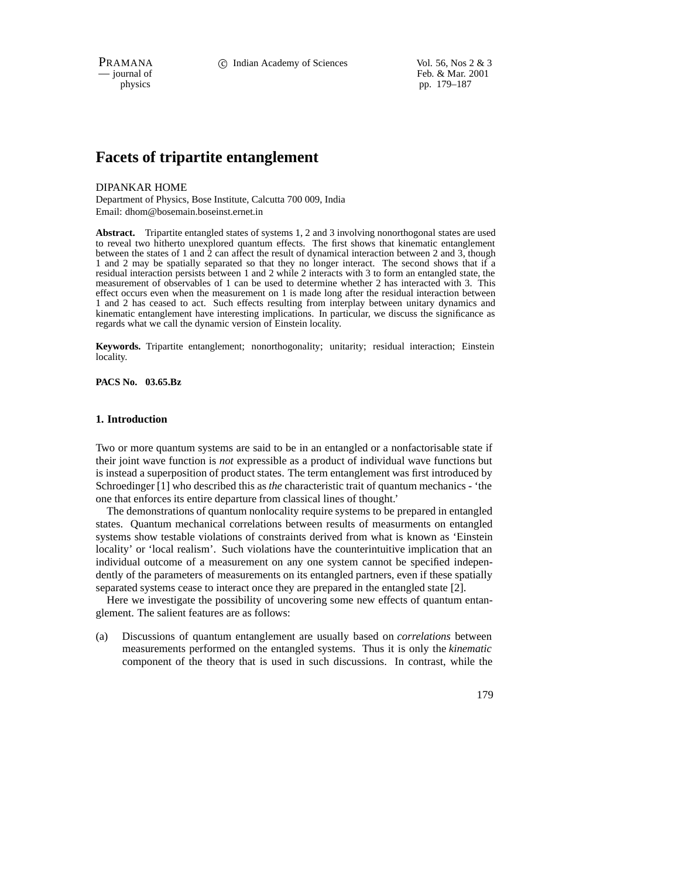# Facets of tripartite entanglement

DIPANKAR HOME

Department of Physics, Bose Institute, Calcutta 700 009, India

Email: dhom@bosemain.boseinst.ernet.in

**Abstract.** Tripartite entangled states of systems 1, 2 and 3 involving nonorthogonal states are used to reveal two hitherto unexplored quantum effects. The first shows that kinematic entanglement between the states of 1 and 2 can affect the result of dynamical interaction between 2 and 3, though 1 and 2 may be spatially separated so that they no longer interact. The second shows that if a residual interaction persists between 1 and 2 while 2 interacts with 3 to form an entangled state, the measurement of observables of 1 can be used to determine whether 2 has interacted with 3. This effect occurs even when the measurement on 1 is made long after the residual interaction between 1 and 2 has ceased to act. Such effects resulting from interplay between unitary dynamics and kinematic entanglement have interesting implications. In particular, we discuss the significance as regards what we call the dynamic version of Einstein locality.

**Keywords.** Tripartite entanglement; nonorthogonality; unitarity; residual interaction; Einstein locality.

**PACS No. 03.65.Bz**

## 1. Introduction

Two or more quantum systems are said to be in an entangled or a nonfactorisable state if their joint wave function is *not* expressible as a product of individual wave functions but is instead a superposition of product states. The term entanglement was first introduced by Schroedinger [1] who described this as *the* characteristic trait of quantum mechanics - 'the one that enforces its entire departure from classical lines of thought.'

The demonstrations of quantum nonlocality require systems to be prepared in entangled states. Quantum mechanical correlations between results of measurments on entangled systems show testable violations of constraints derived from what is known as 'Einstein locality' or 'local realism'. Such violations have the counterintuitive implication that an individual outcome of a measurement on any one system cannot be specified independently of the parameters of measurements on its entangled partners, even if these spatially separated systems cease to interact once they are prepared in the entangled state [2].

Here we investigate the possibility of uncovering some new effects of quantum entanglement. The salient features are as follows:

(a) Discussions of quantum entanglement are usually based on *correlations* between measurements performed on the entangled systems. Thus it is only the *kinematic* component of the theory that is used in such discussions. In contrast, while the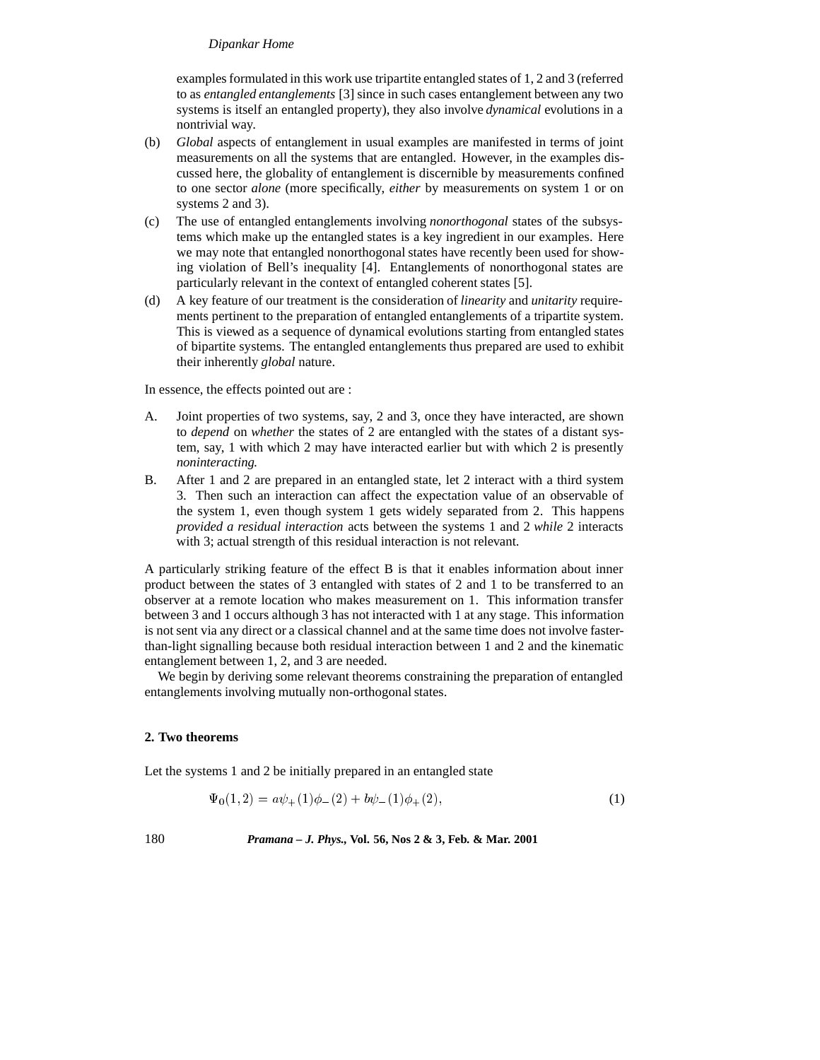examples formulated in this work use tripartite entangled states of 1, 2 and 3 (referred to as *entangled entanglements* [3] since in such cases entanglement between any two systems is itself an entangled property), they also involve *dynamical* evolutions in a nontrivial way.

(b) *Global* aspects of entanglement in usual examples are manifested in terms of joint measurements on all the systems that are entangled. However, in the examples discussed here, the globality of entanglement is discernible by measurements confined to one sector *alone* (more specifically, *either* by measurements on system 1 or on systems 2 and 3).

(c) The use of entangled entanglements involving *nonorthogonal* states of the subsystems which make up the entangled states is a key ingredient in our examples. Here we may note that entangled nonorthogonal states have recently been used for showing violation of Bell's inequality [4]. Entanglements of nonorthogonal states are particularly relevant in the context of entangled coherent states [5].

(d) A key feature of our treatment is the consideration of *linearity* and *unitarity* requirements pertinent to the preparation of entangled entanglements of a tripartite system. This is viewed as a sequence of dynamical evolutions starting from entangled states of bipartite systems. The entangled entanglements thus prepared are used to exhibit their inherently *global* nature.

In essence, the effects pointed out are :

A. Joint properties of two systems, say, 2 and 3, once they have interacted, are shown to *depend* on *whether* the states of 2 are entangled with the states of a distant system, say, 1 with which 2 may have interacted earlier but with which 2 is presently *noninteracting.*

B. After 1 and 2 are prepared in an entangled state, let 2 interact with a third system 3. Then such an interaction can affect the expectation value of an observable of the system 1, even though system 1 gets widely separated from 2. This happens *provided a residual interaction* acts between the systems 1 and 2 *while* 2 interacts with 3; actual strength of this residual interaction is not relevant.

A particularly striking feature of the effect B is that it enables information about inner product between the states of 3 entangled with states of 2 and 1 to be transferred to an observer at a remote location who makes measurement on 1. This information transfer between 3 and 1 occurs although 3 has not interacted with 1 at any stage. This information is not sent via any direct or a classical channel and at the same time does not involve faster-than-light signalling because both residual interaction between 1 and 2 and the kinematic entanglement between 1, 2, and 3 are needed.

We begin by deriving some relevant theorems constraining the preparation of entangled entanglements involving mutually non-orthogonal states.

## 2. Two theorems

Let the systems 1 and 2 be initially prepared in an entangled state

$$\Psi_0(1,2) = a\psi_+(1)\phi_-(2) + b\psi_-(1)\phi_+(2), \tag{1}$$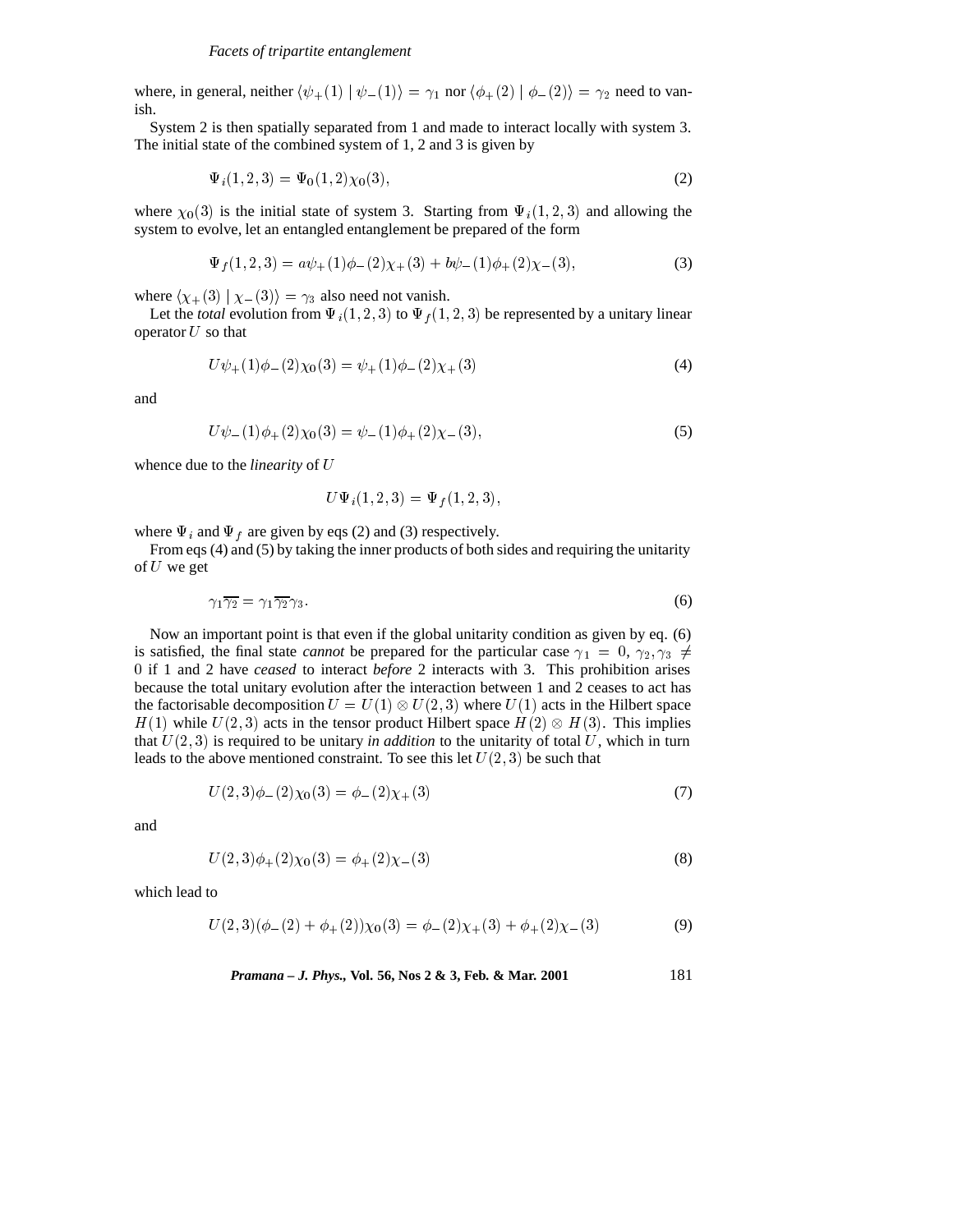where, in general, neither $\langle \psi_+(1) \mid \psi_-(1) \rangle = \gamma_1$ nor $\langle \phi_+(2) \mid \phi_-(2) \rangle = \gamma_2$ need to vanish.

System 2 is then spatially separated from 1 and made to interact locally with system 3. The initial state of the combined system of 1, 2 and 3 is given by

$$\Psi_i(1,2,3) = \Psi_0(1,2)\chi_0(3), \tag{2}$$

where $\chi_0(3)$ is the initial state of system 3. Starting from $\Psi_i(1,2,3)$ and allowing the system to evolve, let an entangled entanglement be prepared of the form

$$\Psi_f(1,2,3) = a\psi_+(1)\phi_-(2)\chi_+(3) + b\psi_-(1)\phi_+(2)\chi_-(3), \tag{3}$$

where $\langle \chi_+(3) \mid \chi_-(3) \rangle = \gamma_3$ also need not vanish.

Let the *total* evolution from $\Psi_i(1,2,3)$ to $\Psi_f(1,2,3)$ be represented by a unitary linear operator $U$ so that

$$U\psi_+(1)\phi_-(2)\chi_0(3) = \psi_+(1)\phi_-(2)\chi_+(3) \tag{4}$$

and

$$U\psi_-(1)\phi_+(2)\chi_0(3) = \psi_-(1)\phi_+(2)\chi_-(3), \tag{5}$$

whence due to the *linearity* of $U$

$$U\Psi_i(1,2,3) = \Psi_f(1,2,3),$$

where $\Psi_i$ and $\Psi_f$ are given by eqs (2) and (3) respectively.

From eqs (4) and (5) by taking the inner products of both sides and requiring the unitarity of $U$ we get

$$\gamma_1\overline{\gamma_2} = \gamma_1\overline{\gamma_2}\gamma_3. \tag{6}$$

Now an important point is that even if the global unitarity condition as given by eq. (6) is satisfied, the final state *cannot* be prepared for the particular case $\gamma_1 = 0$, $\gamma_2, \gamma_3 \neq 0$ if 1 and 2 have *ceased* to interact *before* 2 interacts with 3. This prohibition arises because the total unitary evolution after the interaction between 1 and 2 ceases to act has the factorisable decomposition $U = U(1) \otimes U(2,3)$ where $U(1)$ acts in the Hilbert space $H(1)$ while $U(2,3)$ acts in the tensor product Hilbert space $H(2) \otimes H(3)$. This implies that $U(2,3)$ is required to be unitary *in addition* to the unitarity of total $U$, which in turn leads to the above mentioned constraint. To see this let $U(2,3)$ be such that

$$U(2,3)\phi_-(2)\chi_0(3) = \phi_-(2)\chi_+(3) \tag{7}$$

and

$$U(2,3)\phi_+(2)\chi_0(3) = \phi_+(2)\chi_-(3) \tag{8}$$

which lead to

$$U(2,3)(\phi_-(2) + \phi_+(2))\chi_0(3) = \phi_-(2)\chi_+(3) + \phi_+(2)\chi_-(3) \tag{9}$$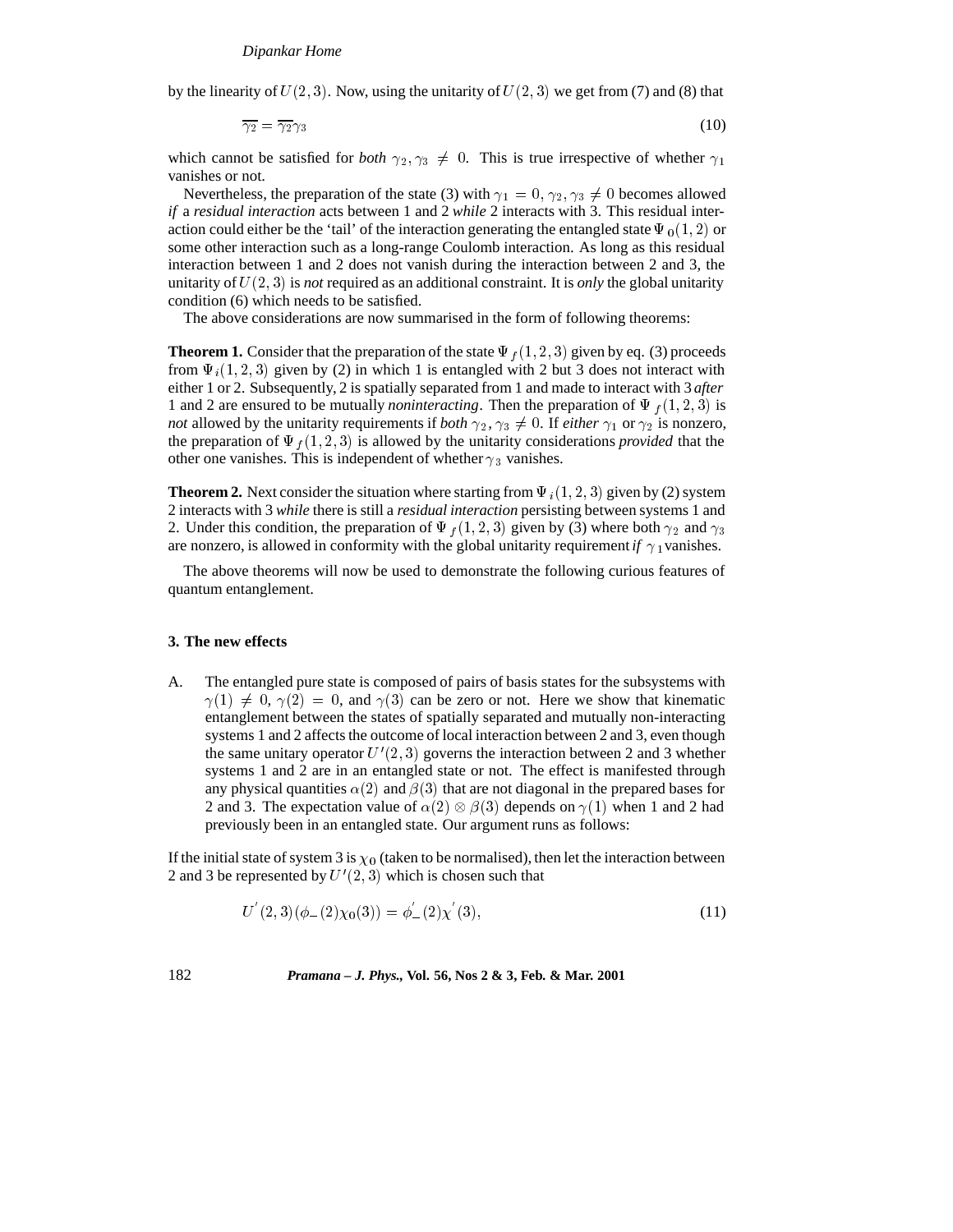by the linearity of $U(2,3)$. Now, using the unitarity of $U(2,3)$ we get from (7) and (8) that

$$\overline{\gamma_2} = \overline{\gamma_2}\gamma_3 \tag{10}$$

which cannot be satisfied for *both* $\gamma_2, \gamma_3 \neq 0$. This is true irrespective of whether $\gamma_1$ vanishes or not.

Nevertheless, the preparation of the state (3) with $\gamma_1 = 0, \gamma_2, \gamma_3 \neq 0$ becomes allowed *if* a *residual interaction* acts between 1 and 2 *while* 2 interacts with 3. This residual interaction could either be the 'tail' of the interaction generating the entangled state $\Psi_0(1,2)$ or some other interaction such as a long-range Coulomb interaction. As long as this residual interaction between 1 and 2 does not vanish during the interaction between 2 and 3, the unitarity of $U(2,3)$ is *not* required as an additional constraint. It is *only* the global unitarity condition (6) which needs to be satisfied.

The above considerations are now summarised in the form of following theorems:

**Theorem 1.** Consider that the preparation of the state $\Psi_f(1,2,3)$ given by eq. (3) proceeds from $\Psi_i(1,2,3)$ given by (2) in which 1 is entangled with 2 but 3 does not interact with either 1 or 2. Subsequently, 2 is spatially separated from 1 and made to interact with 3 *after* 1 and 2 are ensured to be mutually *noninteracting*. Then the preparation of $\Psi_f(1,2,3)$ is *not* allowed by the unitarity requirements if *both* $\gamma_2, \gamma_3 \neq 0$. If *either* $\gamma_1$ or $\gamma_2$ is nonzero, the preparation of $\Psi_f(1,2,3)$ is allowed by the unitarity considerations *provided* that the other one vanishes. This is independent of whether $\gamma_3$ vanishes.

**Theorem 2.** Next consider the situation where starting from $\Psi_i(1,2,3)$ given by (2) system 2 interacts with 3 *while* there is still a *residual interaction* persisting between systems 1 and 2. Under this condition, the preparation of $\Psi_f(1,2,3)$ given by (3) where both $\gamma_2$ and $\gamma_3$ are nonzero, is allowed in conformity with the global unitarity requirement *if* $\gamma_1$ vanishes.

The above theorems will now be used to demonstrate the following curious features of quantum entanglement.

### 3. The new effects

A. The entangled pure state is composed of pairs of basis states for the subsystems with $\gamma(1) \neq 0$, $\gamma(2) = 0$, and $\gamma(3)$ can be zero or not. Here we show that kinematic entanglement between the states of spatially separated and mutually non-interacting systems 1 and 2 affects the outcome of local interaction between 2 and 3, even though the same unitary operator $U'(2,3)$ governs the interaction between 2 and 3 whether systems 1 and 2 are in an entangled state or not. The effect is manifested through any physical quantities $\alpha(2)$ and $\beta(3)$ that are not diagonal in the prepared bases for 2 and 3. The expectation value of $\alpha(2) \otimes \beta(3)$ depends on $\gamma(1)$ when 1 and 2 had previously been in an entangled state. Our argument runs as follows:

If the initial state of system 3 is $\chi_0$ (taken to be normalised), then let the interaction between 2 and 3 be represented by $U'(2,3)$ which is chosen such that

$$U'(2,3)(\phi_-(2)\chi_0(3)) = \phi'_-(2)\chi'(3), \tag{11}$$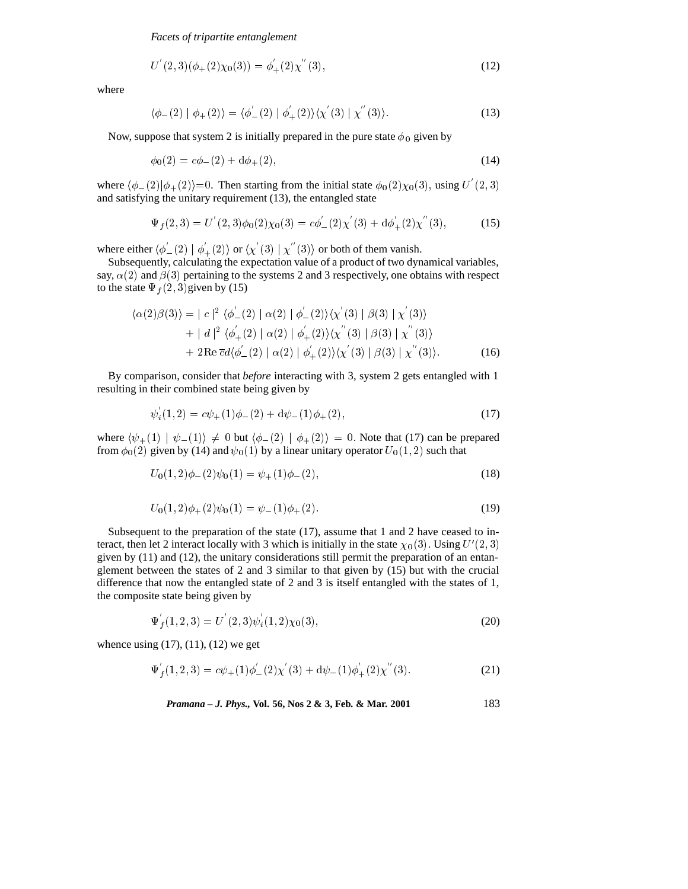$$U^{'}(2,3)(\phi_{+}(2)\chi_{0}(3)) = \phi^{'}_{+}(2)\chi^{''}(3), \tag{12}$$

where

$$\langle \phi_{-}(2) \mid \phi_{+}(2)\rangle = \langle \phi^{'}_{-}(2) \mid \phi^{'}_{+}(2)\rangle \langle \chi^{'}(3) \mid \chi^{''}(3)\rangle. \tag{13}$$

Now, suppose that system 2 is initially prepared in the pure state $\phi_0$ given by

$$\phi_0(2) = c\phi_{-}(2) + \mathrm{d}\phi_{+}(2), \tag{14}$$

where $\langle \phi_{-}(2) | \phi_{+}(2)\rangle = 0$. Then starting from the initial state $\phi_0(2)\chi_0(3)$, using $U^{'}(2,3)$ and satisfying the unitary requirement (13), the entangled state

$$\Psi_f(2,3) = U^{'}(2,3)\phi_0(2)\chi_0(3) = c\phi^{'}_{-}(2)\chi^{'}(3) + \mathrm{d}\phi^{'}_{+}(2)\chi^{''}(3), \tag{15}$$

where either $\langle \phi^{'}_{-}(2) \mid \phi^{'}_{+}(2)\rangle$ or $\langle \chi^{'}(3) \mid \chi^{''}(3)\rangle$ or both of them vanish.

Subsequently, calculating the expectation value of a product of two dynamical variables, say, $\alpha(2)$ and $\beta(3)$ pertaining to the systems 2 and 3 respectively, one obtains with respect to the state $\Psi_f(2,3)$ given by (15)

$$\begin{aligned}\langle \alpha(2)\beta(3)\rangle = &\mid c \mid^2 \langle \phi^{'}_{-}(2) \mid \alpha(2) \mid \phi^{'}_{-}(2)\rangle \langle \chi^{'}(3) \mid \beta(3) \mid \chi^{'}(3)\rangle \\ &+ \mid d \mid^2 \langle \phi^{'}_{+}(2) \mid \alpha(2) \mid \phi^{'}_{+}(2)\rangle \langle \chi^{''}(3) \mid \beta(3) \mid \chi^{''}(3)\rangle \\ &+ 2\mathrm{Re}\, \bar{c}d \langle \phi^{'}_{-}(2) \mid \alpha(2) \mid \phi^{'}_{+}(2)\rangle \langle \chi^{'}(3) \mid \beta(3) \mid \chi^{''}(3)\rangle. \end{aligned} \tag{16}$$

By comparison, consider that *before* interacting with 3, system 2 gets entangled with 1 resulting in their combined state being given by

$$\psi^{'}_{i}(1,2) = c\psi_{+}(1)\phi_{-}(2) + \mathrm{d}\psi_{-}(1)\phi_{+}(2), \tag{17}$$

where $\langle \psi_{+}(1) \mid \psi_{-}(1)\rangle \neq 0$ but $\langle \phi_{-}(2) \mid \phi_{+}(2)\rangle = 0$. Note that (17) can be prepared from $\phi_0(2)$ given by (14) and $\psi_0(1)$ by a linear unitary operator $U_0(1,2)$ such that

$$U_0(1,2)\phi_{-}(2)\psi_0(1) = \psi_{+}(1)\phi_{-}(2), \tag{18}$$

$$U_0(1,2)\phi_{+}(2)\psi_0(1) = \psi_{-}(1)\phi_{+}(2). \tag{19}$$

Subsequent to the preparation of the state (17), assume that 1 and 2 have ceased to interact, then let 2 interact locally with 3 which is initially in the state $\chi_0(3)$. Using $U'(2,3)$ given by (11) and (12), the unitary considerations still permit the preparation of an entanglement between the states of 2 and 3 similar to that given by (15) but with the crucial difference that now the entangled state of 2 and 3 is itself entangled with the states of 1, the composite state being given by

$$\Psi^{'}_{f}(1,2,3) = U^{'}(2,3)\psi^{'}_{i}(1,2)\chi_0(3), \tag{20}$$

whence using (17), (11), (12) we get

$$\Psi^{'}_{f}(1,2,3) = c\psi_{+}(1)\phi^{'}_{-}(2)\chi^{'}(3) + \mathrm{d}\psi_{-}(1)\phi^{'}_{+}(2)\chi^{''}(3). \tag{21}$$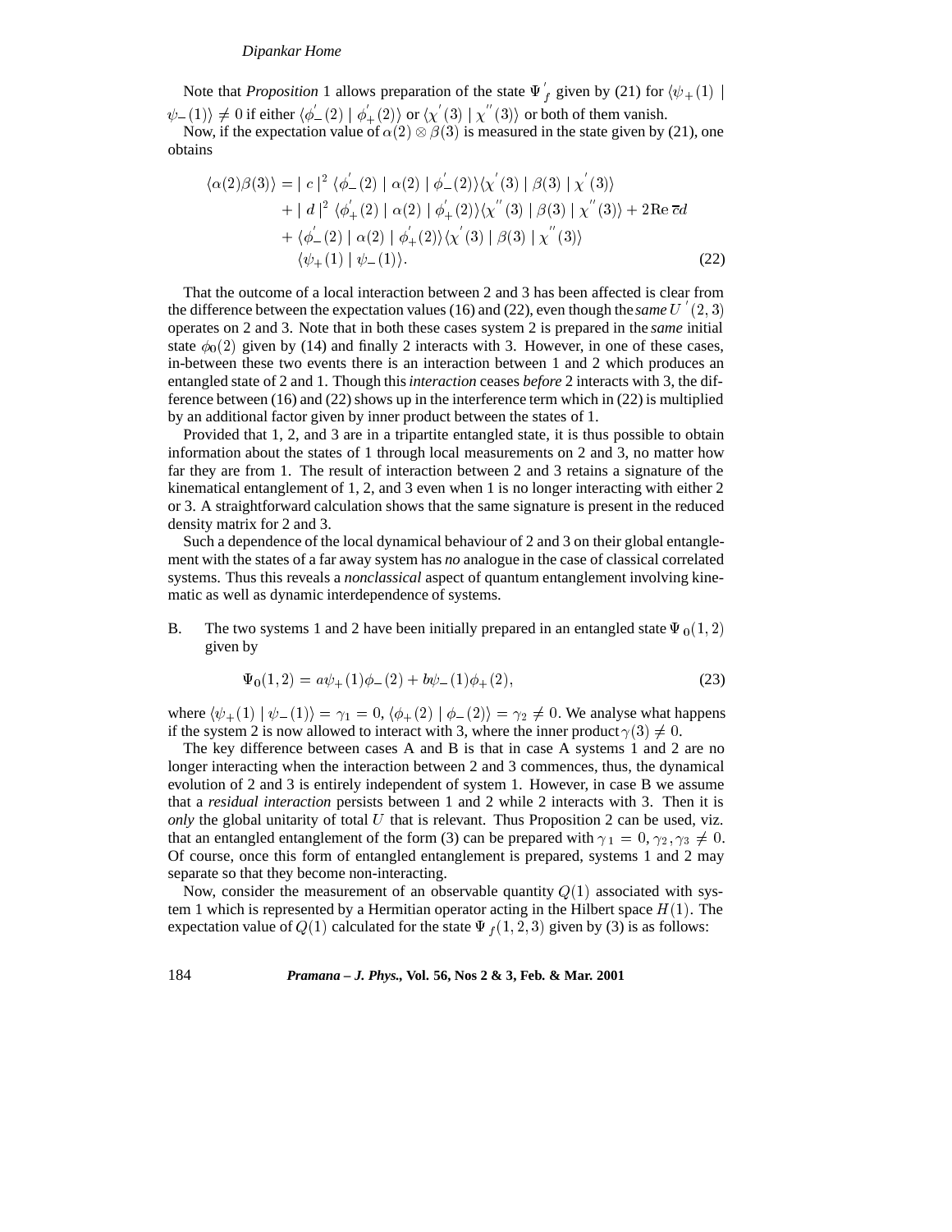Note that *Proposition* 1 allows preparation of the state $\Psi'_f$ given by (21) for $\langle\psi_+(1) \mid \psi_-(1)\rangle \neq 0$ if either $\langle\phi'_-(2) \mid \phi'_+(2)\rangle$ or $\langle\chi'(3) \mid \chi''(3)\rangle$ or both of them vanish.

Now, if the expectation value of $\alpha(2) \otimes \beta(3)$ is measured in the state given by (21), one obtains

$$
\begin{aligned}
\langle\alpha(2)\beta(3)\rangle = &\mid c\mid^2 \langle\phi'_-(2) \mid \alpha(2) \mid \phi'_-(2)\rangle\langle\chi'(3) \mid \beta(3) \mid \chi'(3)\rangle \\
&+ \mid d\mid^2 \langle\phi'_+(2) \mid \alpha(2) \mid \phi'_+(2)\rangle\langle\chi''(3) \mid \beta(3) \mid \chi''(3)\rangle + 2\mathrm{Re}\,\overline{c}d \\
&+ \langle\phi'_-(2) \mid \alpha(2) \mid \phi'_+(2)\rangle\langle\chi'(3) \mid \beta(3) \mid \chi''(3)\rangle \\
&\quad \langle\psi_+(1) \mid \psi_-(1)\rangle.
\end{aligned}
\tag{22}
$$

That the outcome of a local interaction between 2 and 3 has been affected is clear from the difference between the expectation values (16) and (22), even though the *same* $U'(2,3)$ operates on 2 and 3. Note that in both these cases system 2 is prepared in the *same* initial state $\phi_0(2)$ given by (14) and finally 2 interacts with 3. However, in one of these cases, in-between these two events there is an interaction between 1 and 2 which produces an entangled state of 2 and 1. Though this *interaction* ceases *before* 2 interacts with 3, the difference between (16) and (22) shows up in the interference term which in (22) is multiplied by an additional factor given by inner product between the states of 1.

Provided that 1, 2, and 3 are in a tripartite entangled state, it is thus possible to obtain information about the states of 1 through local measurements on 2 and 3, no matter how far they are from 1. The result of interaction between 2 and 3 retains a signature of the kinematical entanglement of 1, 2, and 3 even when 1 is no longer interacting with either 2 or 3. A straightforward calculation shows that the same signature is present in the reduced density matrix for 2 and 3.

Such a dependence of the local dynamical behaviour of 2 and 3 on their global entanglement with the states of a far away system has *no* analogue in the case of classical correlated systems. Thus this reveals a *nonclassical* aspect of quantum entanglement involving kinematic as well as dynamic interdependence of systems.

B. The two systems 1 and 2 have been initially prepared in an entangled state $\Psi_0(1,2)$ given by

$$
\Psi_0(1,2) = a\psi_+(1)\phi_-(2) + b\psi_-(1)\phi_+(2),
\tag{23}
$$

where $\langle\psi_+(1) \mid \psi_-(1)\rangle = \gamma_1 = 0$, $\langle\phi_+(2) \mid \phi_-(2)\rangle = \gamma_2 \neq 0$. We analyse what happens if the system 2 is now allowed to interact with 3, where the inner product $\gamma(3) \neq 0$.

The key difference between cases A and B is that in case A systems 1 and 2 are no longer interacting when the interaction between 2 and 3 commences, thus, the dynamical evolution of 2 and 3 is entirely independent of system 1. However, in case B we assume that a *residual interaction* persists between 1 and 2 while 2 interacts with 3. Then it is *only* the global unitarity of total $U$ that is relevant. Thus Proposition 2 can be used, viz. that an entangled entanglement of the form (3) can be prepared with $\gamma_1 = 0, \gamma_2, \gamma_3 \neq 0$. Of course, once this form of entangled entanglement is prepared, systems 1 and 2 may separate so that they become non-interacting.

Now, consider the measurement of an observable quantity $Q(1)$ associated with system 1 which is represented by a Hermitian operator acting in the Hilbert space $H(1)$. The expectation value of $Q(1)$ calculated for the state $\Psi_f(1,2,3)$ given by (3) is as follows: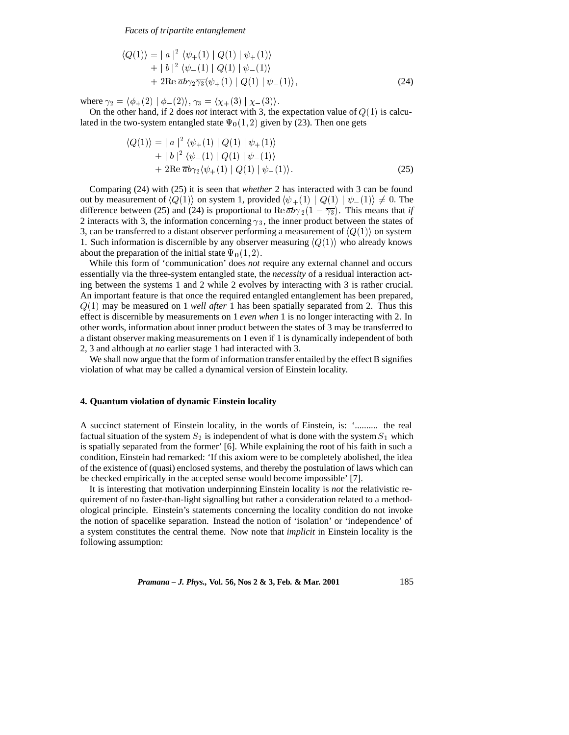$$
\begin{aligned}
\langle Q(1)\rangle = & \mid a \mid^2 \langle \psi_+(1) \mid Q(1) \mid \psi_+(1)\rangle \\
& + \mid b \mid^2 \langle \psi_-(1) \mid Q(1) \mid \psi_-(1)\rangle \\
& + 2\mathrm{Re}\, \overline{a} b \gamma_2 \overline{\gamma_3} \langle \psi_+(1) \mid Q(1) \mid \psi_-(1)\rangle,
\end{aligned}
\tag{24}
$$

where $\gamma_2 = \langle \phi_+(2) \mid \phi_-(2)\rangle$, $\gamma_3 = \langle \chi_+(3) \mid \chi_-(3)\rangle$.

On the other hand, if 2 does *not* interact with 3, the expectation value of $Q(1)$ is calculated in the two-system entangled state $\Psi_0(1,2)$ given by (23). Then one gets

$$
\begin{aligned}
\langle Q(1)\rangle = & \mid a \mid^2 \langle \psi_+(1) \mid Q(1) \mid \psi_+(1)\rangle \\
& + \mid b \mid^2 \langle \psi_-(1) \mid Q(1) \mid \psi_-(1)\rangle \\
& + 2\mathrm{Re}\, \overline{a} b \gamma_2 \langle \psi_+(1) \mid Q(1) \mid \psi_-(1)\rangle.
\end{aligned}
\tag{25}
$$

Comparing (24) with (25) it is seen that *whether* 2 has interacted with 3 can be found out by measurement of $\langle Q(1)\rangle$ on system 1, provided $\langle \psi_+(1) \mid Q(1) \mid \psi_-(1)\rangle \neq 0$. The difference between (25) and (24) is proportional to $\mathrm{Re}\, \overline{a} b \gamma_2 (1 - \overline{\gamma_3})$. This means that *if* 2 interacts with 3, the information concerning $\gamma_3$, the inner product between the states of 3, can be transferred to a distant observer performing a measurement of $\langle Q(1)\rangle$ on system 1. Such information is discernible by any observer measuring $\langle Q(1)\rangle$ who already knows about the preparation of the initial state $\Psi_0(1,2)$.

While this form of 'communication' does *not* require any external channel and occurs essentially via the three-system entangled state, the *necessity* of a residual interaction acting between the systems 1 and 2 while 2 evolves by interacting with 3 is rather crucial. An important feature is that once the required entangled entanglement has been prepared, $Q(1)$ may be measured on 1 *well after* 1 has been spatially separated from 2. Thus this effect is discernible by measurements on 1 *even when* 1 is no longer interacting with 2. In other words, information about inner product between the states of 3 may be transferred to a distant observer making measurements on 1 even if 1 is dynamically independent of both 2, 3 and although at *no* earlier stage 1 had interacted with 3.

We shall now argue that the form of information transfer entailed by the effect B signifies violation of what may be called a dynamical version of Einstein locality.

## 4. Quantum violation of dynamic Einstein locality

A succinct statement of Einstein locality, in the words of Einstein, is: '.......... the real factual situation of the system $S_2$ is independent of what is done with the system $S_1$ which is spatially separated from the former' [6]. While explaining the root of his faith in such a condition, Einstein had remarked: 'If this axiom were to be completely abolished, the idea of the existence of (quasi) enclosed systems, and thereby the postulation of laws which can be checked empirically in the accepted sense would become impossible' [7].

It is interesting that motivation underpinning Einstein locality is *not* the relativistic requirement of no faster-than-light signalling but rather a consideration related to a methodological principle. Einstein's statements concerning the locality condition do not invoke the notion of spacelike separation. Instead the notion of 'isolation' or 'independence' of a system constitutes the central theme. Now note that *implicit* in Einstein locality is the following assumption: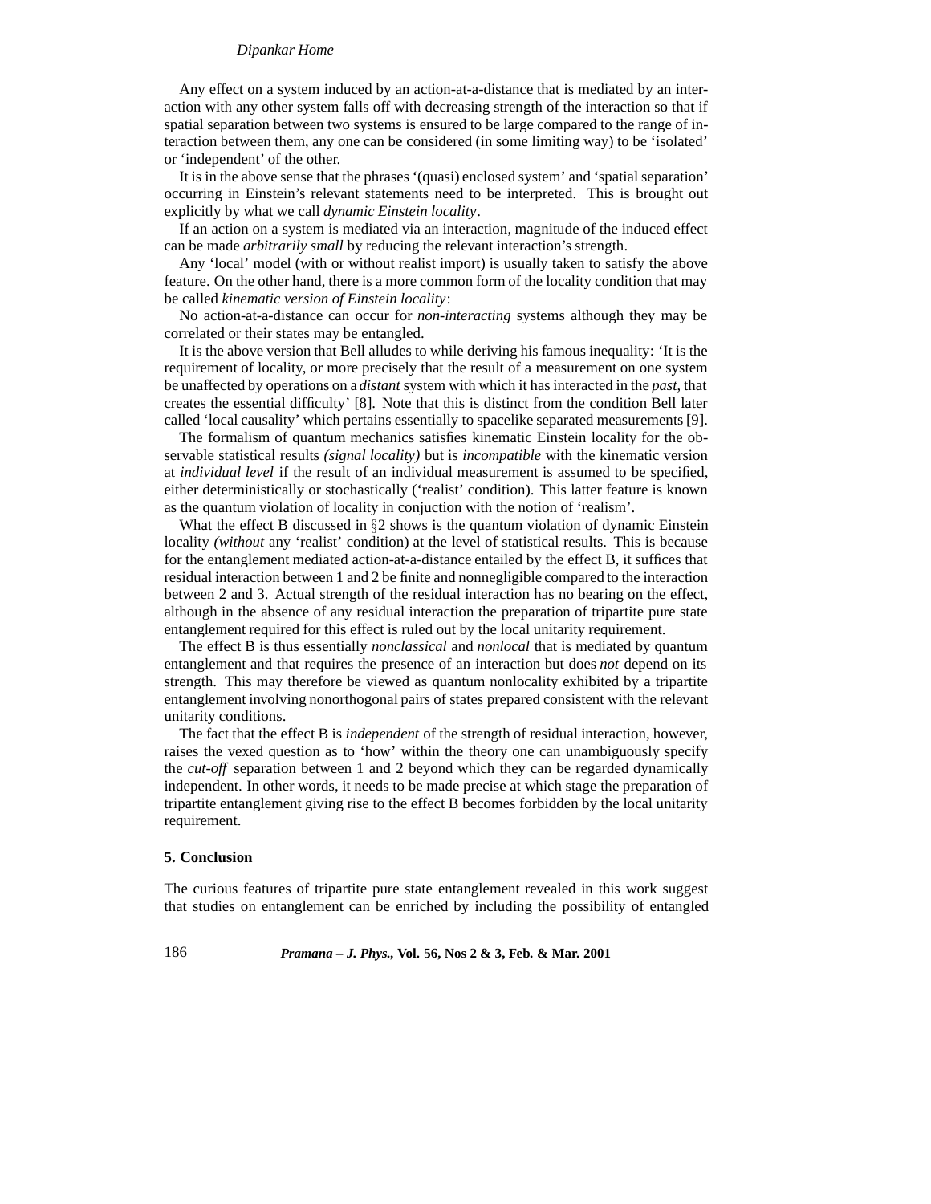Any effect on a system induced by an action-at-a-distance that is mediated by an interaction with any other system falls off with decreasing strength of the interaction so that if spatial separation between two systems is ensured to be large compared to the range of interaction between them, any one can be considered (in some limiting way) to be 'isolated' or 'independent' of the other.

It is in the above sense that the phrases '(quasi) enclosed system' and 'spatial separation' occurring in Einstein's relevant statements need to be interpreted. This is brought out explicitly by what we call *dynamic Einstein locality*.

If an action on a system is mediated via an interaction, magnitude of the induced effect can be made *arbitrarily small* by reducing the relevant interaction's strength.

Any 'local' model (with or without realist import) is usually taken to satisfy the above feature. On the other hand, there is a more common form of the locality condition that may be called *kinematic version of Einstein locality*:

No action-at-a-distance can occur for *non-interacting* systems although they may be correlated or their states may be entangled.

It is the above version that Bell alludes to while deriving his famous inequality: 'It is the requirement of locality, or more precisely that the result of a measurement on one system be unaffected by operations on a *distant* system with which it has interacted in the *past*, that creates the essential difficulty' [8]. Note that this is distinct from the condition Bell later called 'local causality' which pertains essentially to spacelike separated measurements [9].

The formalism of quantum mechanics satisfies kinematic Einstein locality for the observable statistical results *(signal locality)* but is *incompatible* with the kinematic version at *individual level* if the result of an individual measurement is assumed to be specified, either deterministically or stochastically ('realist' condition). This latter feature is known as the quantum violation of locality in conjuction with the notion of 'realism'.

What the effect B discussed in §2 shows is the quantum violation of dynamic Einstein locality *(without* any 'realist' condition) at the level of statistical results. This is because for the entanglement mediated action-at-a-distance entailed by the effect B, it suffices that residual interaction between 1 and 2 be finite and nonnegligible compared to the interaction between 2 and 3. Actual strength of the residual interaction has no bearing on the effect, although in the absence of any residual interaction the preparation of tripartite pure state entanglement required for this effect is ruled out by the local unitarity requirement.

The effect B is thus essentially *nonclassical* and *nonlocal* that is mediated by quantum entanglement and that requires the presence of an interaction but does *not* depend on its strength. This may therefore be viewed as quantum nonlocality exhibited by a tripartite entanglement involving nonorthogonal pairs of states prepared consistent with the relevant unitarity conditions.

The fact that the effect B is *independent* of the strength of residual interaction, however, raises the vexed question as to 'how' within the theory one can unambiguously specify the *cut-off* separation between 1 and 2 beyond which they can be regarded dynamically independent. In other words, it needs to be made precise at which stage the preparation of tripartite entanglement giving rise to the effect B becomes forbidden by the local unitarity requirement.

## 5. Conclusion

The curious features of tripartite pure state entanglement revealed in this work suggest that studies on entanglement can be enriched by including the possibility of entangled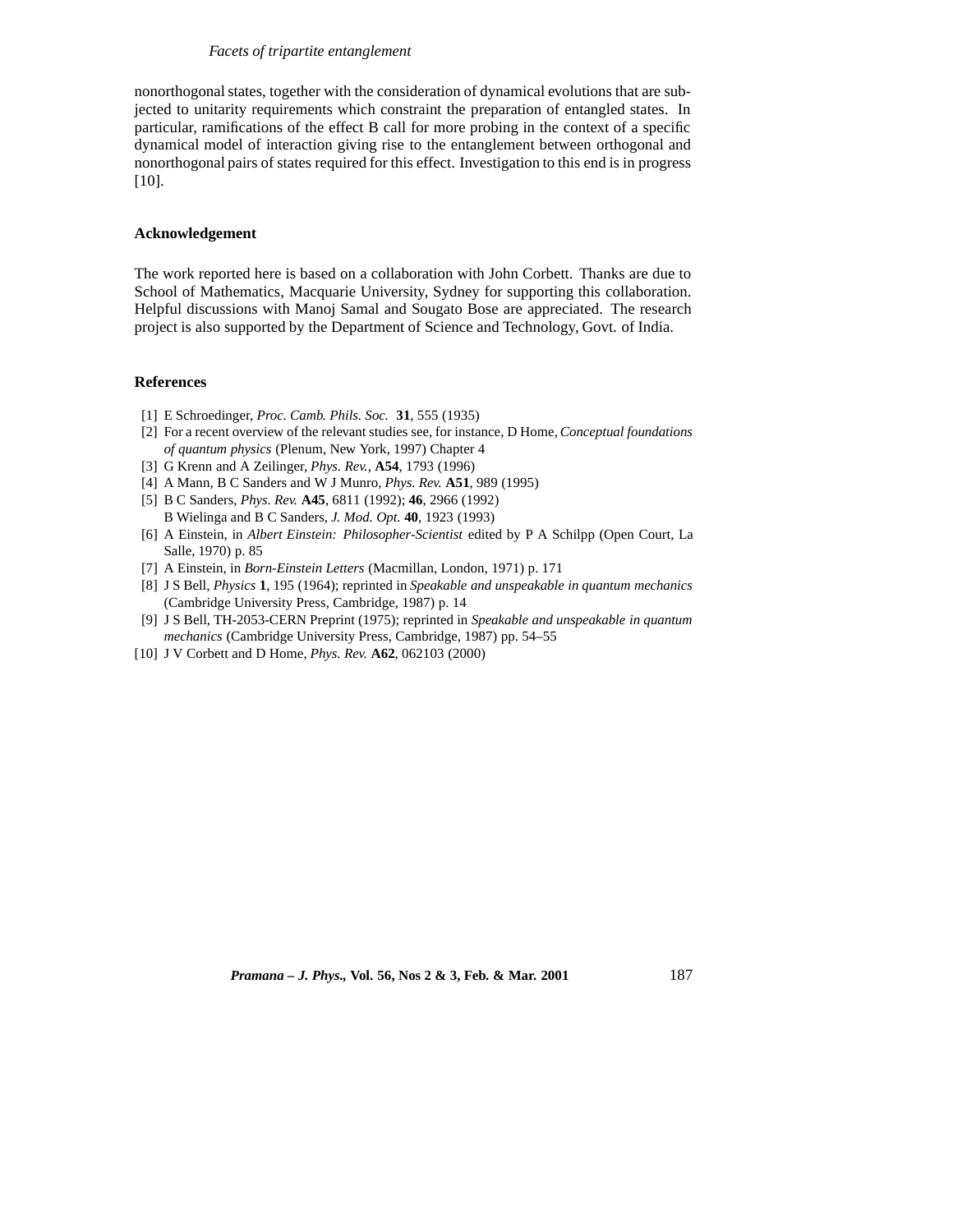nonorthogonal states, together with the consideration of dynamical evolutions that are subjected to unitarity requirements which constraint the preparation of entangled states. In particular, ramifications of the effect B call for more probing in the context of a specific dynamical model of interaction giving rise to the entanglement between orthogonal and nonorthogonal pairs of states required for this effect. Investigation to this end is in progress [10].

## Acknowledgement

The work reported here is based on a collaboration with John Corbett. Thanks are due to School of Mathematics, Macquarie University, Sydney for supporting this collaboration. Helpful discussions with Manoj Samal and Sougato Bose are appreciated. The research project is also supported by the Department of Science and Technology, Govt. of India.

## References

[1] E Schroedinger, *Proc. Camb. Phils. Soc.* **31**, 555 (1935)

[2] For a recent overview of the relevant studies see, for instance, D Home, *Conceptual foundations of quantum physics* (Plenum, New York, 1997) Chapter 4

[3] G Krenn and A Zeilinger, *Phys. Rev.*, **A54**, 1793 (1996)

[4] A Mann, B C Sanders and W J Munro, *Phys. Rev.* **A51**, 989 (1995)

[5] B C Sanders, *Phys. Rev.* **A45**, 6811 (1992); **46**, 2966 (1992)
B Wielinga and B C Sanders, *J. Mod. Opt.* **40**, 1923 (1993)

[6] A Einstein, in *Albert Einstein: Philosopher-Scientist* edited by P A Schilpp (Open Court, La Salle, 1970) p. 85

[7] A Einstein, in *Born-Einstein Letters* (Macmillan, London, 1971) p. 171

[8] J S Bell, *Physics* **1**, 195 (1964); reprinted in *Speakable and unspeakable in quantum mechanics* (Cambridge University Press, Cambridge, 1987) p. 14

[9] J S Bell, TH-2053-CERN Preprint (1975); reprinted in *Speakable and unspeakable in quantum mechanics* (Cambridge University Press, Cambridge, 1987) pp. 54–55

[10] J V Corbett and D Home, *Phys. Rev.* **A62**, 062103 (2000)